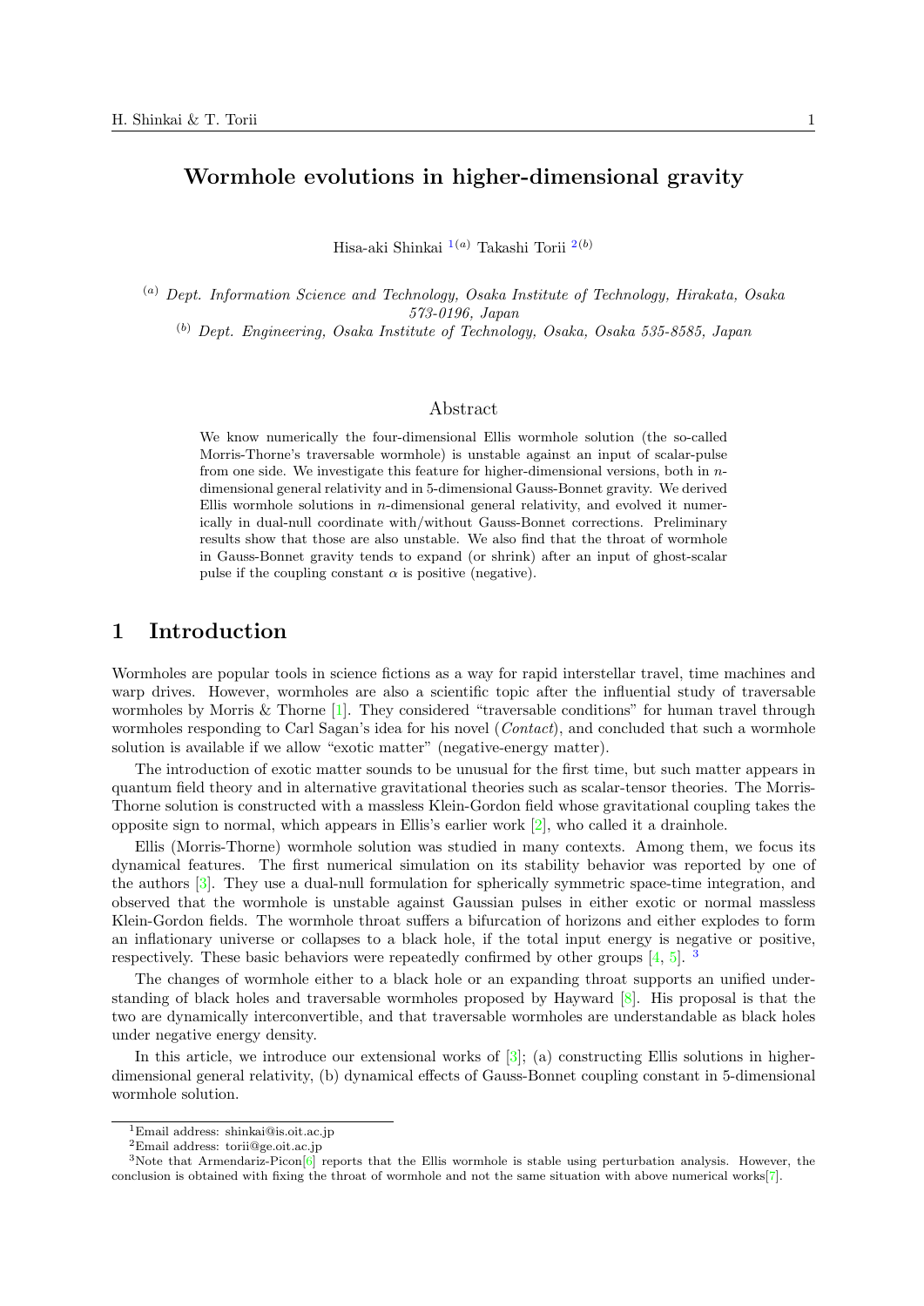# Wormhole evolutions in higher-dimensional gravity

Hisa-aki Shinkai [1(a)] Takashi Torii [2(b)]

(a) *Dept. Information Science and Technology, Osaka Institute of Technology, Hirakata, Osaka 573-0196, Japan*

(b) *Dept. Engineering, Osaka Institute of Technology, Osaka, Osaka 535-8585, Japan*

## Abstract

We know numerically the four-dimensional Ellis wormhole solution (the so-called Morris-Thorne's traversable wormhole) is unstable against an input of scalar-pulse from one side. We investigate this feature for higher-dimensional versions, both in $n$-dimensional general relativity and in 5-dimensional Gauss-Bonnet gravity. We derived Ellis wormhole solutions in $n$-dimensional general relativity, and evolved it numerically in dual-null coordinate with/without Gauss-Bonnet corrections. Preliminary results show that those are also unstable. We also find that the throat of wormhole in Gauss-Bonnet gravity tends to expand (or shrink) after an input of ghost-scalar pulse if the coupling constant $\alpha$ is positive (negative).

## 1 Introduction

Wormholes are popular tools in science fictions as a way for rapid interstellar travel, time machines and warp drives. However, wormholes are also a scientific topic after the influential study of traversable wormholes by Morris & Thorne [1]. They considered "traversable conditions" for human travel through wormholes responding to Carl Sagan's idea for his novel (*Contact*), and concluded that such a wormhole solution is available if we allow "exotic matter" (negative-energy matter).

The introduction of exotic matter sounds to be unusual for the first time, but such matter appears in quantum field theory and in alternative gravitational theories such as scalar-tensor theories. The Morris-Thorne solution is constructed with a massless Klein-Gordon field whose gravitational coupling takes the opposite sign to normal, which appears in Ellis's earlier work [2], who called it a drainhole.

Ellis (Morris-Thorne) wormhole solution was studied in many contexts. Among them, we focus its dynamical features. The first numerical simulation on its stability behavior was reported by one of the authors [3]. They use a dual-null formulation for spherically symmetric space-time integration, and observed that the wormhole is unstable against Gaussian pulses in either exotic or normal massless Klein-Gordon fields. The wormhole throat suffers a bifurcation of horizons and either explodes to form an inflationary universe or collapses to a black hole, if the total input energy is negative or positive, respectively. These basic behaviors were repeatedly confirmed by other groups [4, 5]. [3]

The changes of wormhole either to a black hole or an expanding throat supports an unified understanding of black holes and traversable wormholes proposed by Hayward [8]. His proposal is that the two are dynamically interconvertible, and that traversable wormholes are understandable as black holes under negative energy density.

In this article, we introduce our extensional works of [3]; (a) constructing Ellis solutions in higher-dimensional general relativity, (b) dynamical effects of Gauss-Bonnet coupling constant in 5-dimensional wormhole solution.

---

[1] Email address: shinkai@is.oit.ac.jp

[2] Email address: torii@ge.oit.ac.jp

[3] Note that Armendariz-Picon[6] reports that the Ellis wormhole is stable using perturbation analysis. However, the conclusion is obtained with fixing the throat of wormhole and not the same situation with above numerical works[7].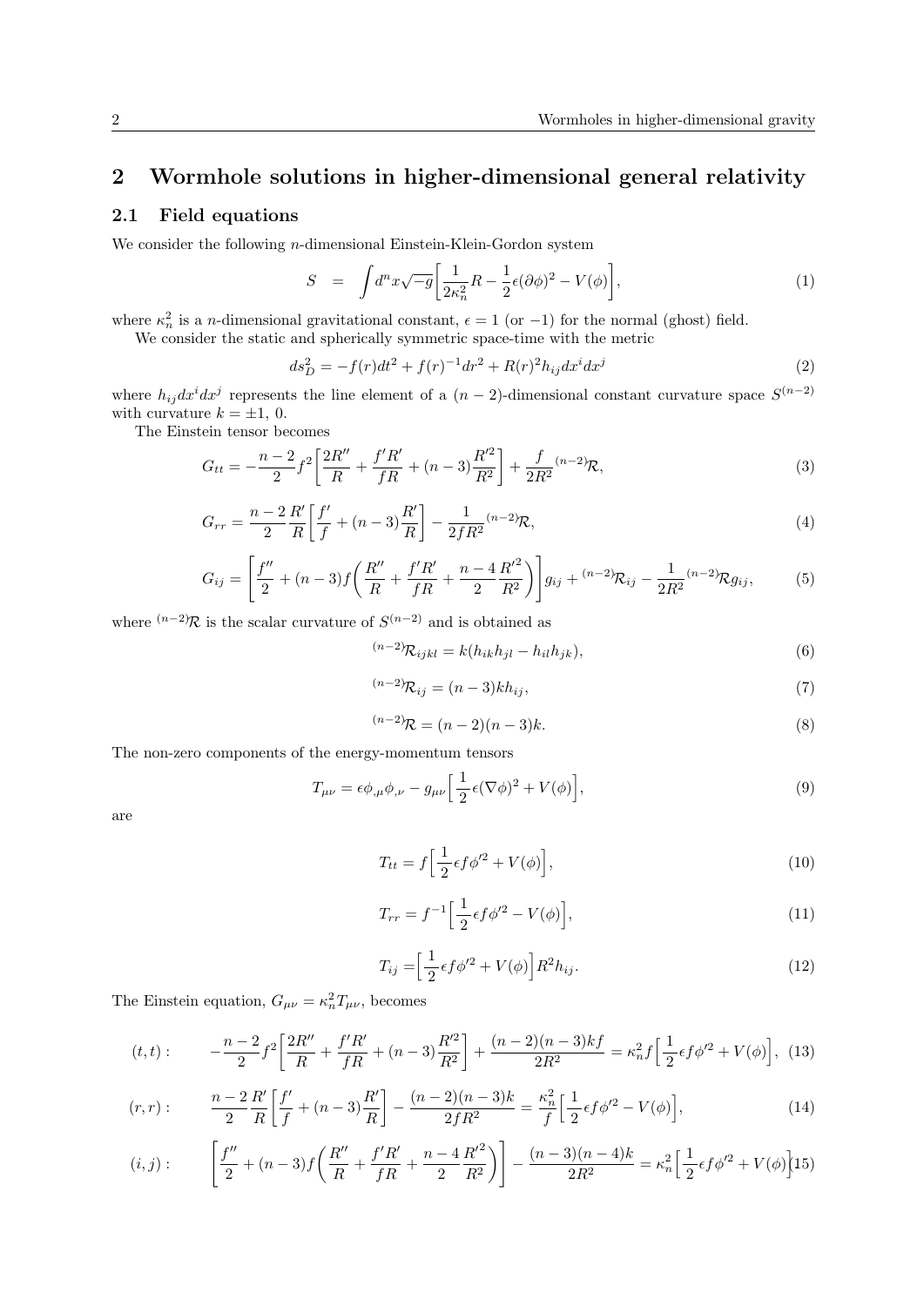## 2 Wormhole solutions in higher-dimensional general relativity

### 2.1 Field equations

We consider the following $n$-dimensional Einstein-Klein-Gordon system

$$S = \int d^n x \sqrt{-g}\left[\frac{1}{2\kappa_n^2}R - \frac{1}{2}\epsilon(\partial\phi)^2 - V(\phi)\right], \tag{1}$$

where $\kappa_n^2$ is a $n$-dimensional gravitational constant, $\epsilon = 1$ (or $-1$) for the normal (ghost) field.

We consider the static and spherically symmetric space-time with the metric

$$ds_D^2 = -f(r)dt^2 + f(r)^{-1}dr^2 + R(r)^2 h_{ij}dx^i dx^j \tag{2}$$

where $h_{ij}dx^i dx^j$ represents the line element of a $(n-2)$-dimensional constant curvature space $S^{(n-2)}$ with curvature $k = \pm 1,\ 0$.

The Einstein tensor becomes

$$G_{tt} = -\frac{n-2}{2}f^2\left[\frac{2R''}{R} + \frac{f'R'}{fR} + (n-3)\frac{R'^2}{R^2}\right] + \frac{f}{2R^2}{}^{(n-2)}\mathcal{R}, \tag{3}$$

$$G_{rr} = \frac{n-2}{2}\frac{R'}{R}\left[\frac{f'}{f} + (n-3)\frac{R'}{R}\right] - \frac{1}{2fR^2}{}^{(n-2)}\mathcal{R}, \tag{4}$$

$$G_{ij} = \left[\frac{f''}{2} + (n-3)f\left(\frac{R''}{R} + \frac{f'R'}{fR} + \frac{n-4}{2}\frac{R'^2}{R^2}\right)\right]g_{ij} + {}^{(n-2)}\mathcal{R}_{ij} - \frac{1}{2R^2}{}^{(n-2)}\mathcal{R}g_{ij}, \tag{5}$$

where ${}^{(n-2)}\mathcal{R}$ is the scalar curvature of $S^{(n-2)}$ and is obtained as

$${}^{(n-2)}\mathcal{R}_{ijkl} = k(h_{ik}h_{jl} - h_{il}h_{jk}), \tag{6}$$

$${}^{(n-2)}\mathcal{R}_{ij} = (n-3)kh_{ij}, \tag{7}$$

$${}^{(n-2)}\mathcal{R} = (n-2)(n-3)k. \tag{8}$$

The non-zero components of the energy-momentum tensors

$$T_{\mu\nu} = \epsilon\phi_{,\mu}\phi_{,\nu} - g_{\mu\nu}\left[\frac{1}{2}\epsilon(\nabla\phi)^2 + V(\phi)\right], \tag{9}$$

are

$$T_{tt} = f\left[\frac{1}{2}\epsilon f\phi'^2 + V(\phi)\right], \tag{10}$$

$$T_{rr} = f^{-1}\left[\frac{1}{2}\epsilon f\phi'^2 - V(\phi)\right], \tag{11}$$

$$T_{ij} = \left[\frac{1}{2}\epsilon f\phi'^2 + V(\phi)\right]R^2 h_{ij}. \tag{12}$$

The Einstein equation, $G_{\mu\nu} = \kappa_n^2 T_{\mu\nu}$, becomes

$$(t,t): \qquad -\frac{n-2}{2}f^2\left[\frac{2R''}{R} + \frac{f'R'}{fR} + (n-3)\frac{R'^2}{R^2}\right] + \frac{(n-2)(n-3)kf}{2R^2} = \kappa_n^2 f\left[\frac{1}{2}\epsilon f\phi'^2 + V(\phi)\right], \tag{13}$$

$$(r,r): \qquad \frac{n-2}{2}\frac{R'}{R}\left[\frac{f'}{f} + (n-3)\frac{R'}{R}\right] - \frac{(n-2)(n-3)k}{2fR^2} = \frac{\kappa_n^2}{f}\left[\frac{1}{2}\epsilon f\phi'^2 - V(\phi)\right], \tag{14}$$

$$(i,j): \qquad \left[\frac{f''}{2} + (n-3)f\left(\frac{R''}{R} + \frac{f'R'}{fR} + \frac{n-4}{2}\frac{R'^2}{R^2}\right)\right] - \frac{(n-3)(n-4)k}{2R^2} = \kappa_n^2\left[\frac{1}{2}\epsilon f\phi'^2 + V(\phi)\right] \tag{15}$$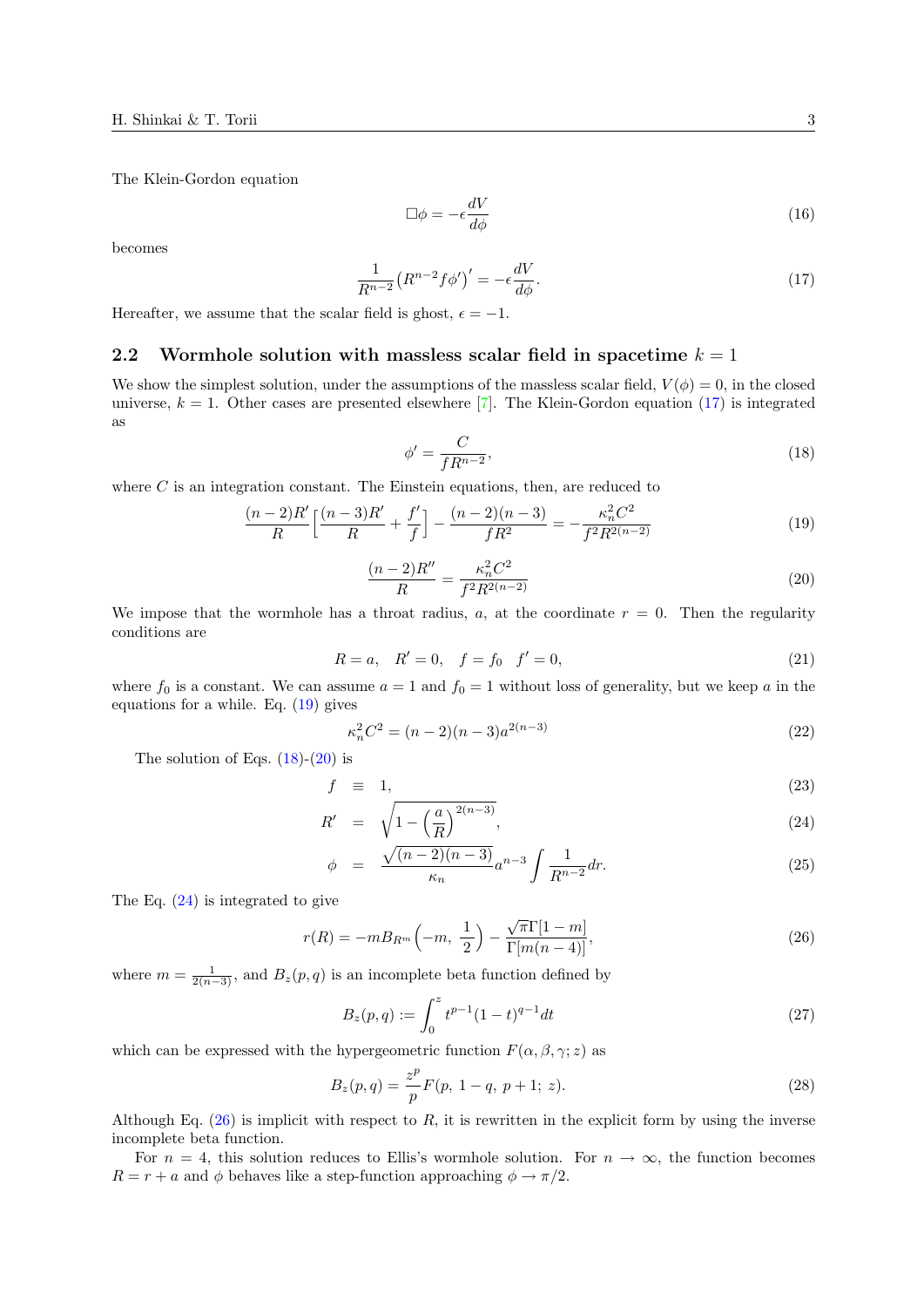The Klein-Gordon equation

$$\Box\phi = -\epsilon \frac{dV}{d\phi} \tag{16}$$

becomes

$$\frac{1}{R^{n-2}}\left(R^{n-2} f \phi'\right)' = -\epsilon \frac{dV}{d\phi}. \tag{17}$$

Hereafter, we assume that the scalar field is ghost, $\epsilon = -1$.

## 2.2 Wormhole solution with massless scalar field in spacetime $k = 1$

We show the simplest solution, under the assumptions of the massless scalar field, $V(\phi) = 0$, in the closed universe, $k = 1$. Other cases are presented elsewhere [7]. The Klein-Gordon equation (17) is integrated as

$$\phi' = \frac{C}{f R^{n-2}}, \tag{18}$$

where $C$ is an integration constant. The Einstein equations, then, are reduced to

$$\frac{(n-2)R'}{R}\Big[\frac{(n-3)R'}{R} + \frac{f'}{f}\Big] - \frac{(n-2)(n-3)}{fR^2} = -\frac{\kappa_n^2 C^2}{f^2 R^{2(n-2)}} \tag{19}$$

$$\frac{(n-2)R''}{R} = \frac{\kappa_n^2 C^2}{f^2 R^{2(n-2)}} \tag{20}$$

We impose that the wormhole has a throat radius, $a$, at the coordinate $r = 0$. Then the regularity conditions are

$$R = a, \quad R' = 0, \quad f = f_0 \quad f' = 0, \tag{21}$$

where $f_0$ is a constant. We can assume $a = 1$ and $f_0 = 1$ without loss of generality, but we keep $a$ in the equations for a while. Eq. (19) gives

$$\kappa_n^2 C^2 = (n-2)(n-3) a^{2(n-3)} \tag{22}$$

The solution of Eqs. (18)-(20) is

$$f \equiv 1, \tag{23}$$

$$R' = \sqrt{1 - \left(\frac{a}{R}\right)^{2(n-3)}}, \tag{24}$$

$$\phi = \frac{\sqrt{(n-2)(n-3)}}{\kappa_n} a^{n-3} \int \frac{1}{R^{n-2}} dr. \tag{25}$$

The Eq. (24) is integrated to give

$$r(R) = -m B_{R^m}\Big(-m, \frac{1}{2}\Big) - \frac{\sqrt{\pi}\,\Gamma[1-m]}{\Gamma[m(n-4)]}, \tag{26}$$

where $m = \frac{1}{2(n-3)}$, and $B_z(p, q)$ is an incomplete beta function defined by

$$B_z(p, q) := \int_0^z t^{p-1}(1-t)^{q-1} dt \tag{27}$$

which can be expressed with the hypergeometric function $F(\alpha, \beta, \gamma; z)$ as

$$B_z(p, q) = \frac{z^p}{p} F(p,\, 1-q,\, p+1;\, z). \tag{28}$$

Although Eq. (26) is implicit with respect to $R$, it is rewritten in the explicit form by using the inverse incomplete beta function.

For $n = 4$, this solution reduces to Ellis's wormhole solution. For $n \to \infty$, the function becomes $R = r + a$ and $\phi$ behaves like a step-function approaching $\phi \to \pi/2$.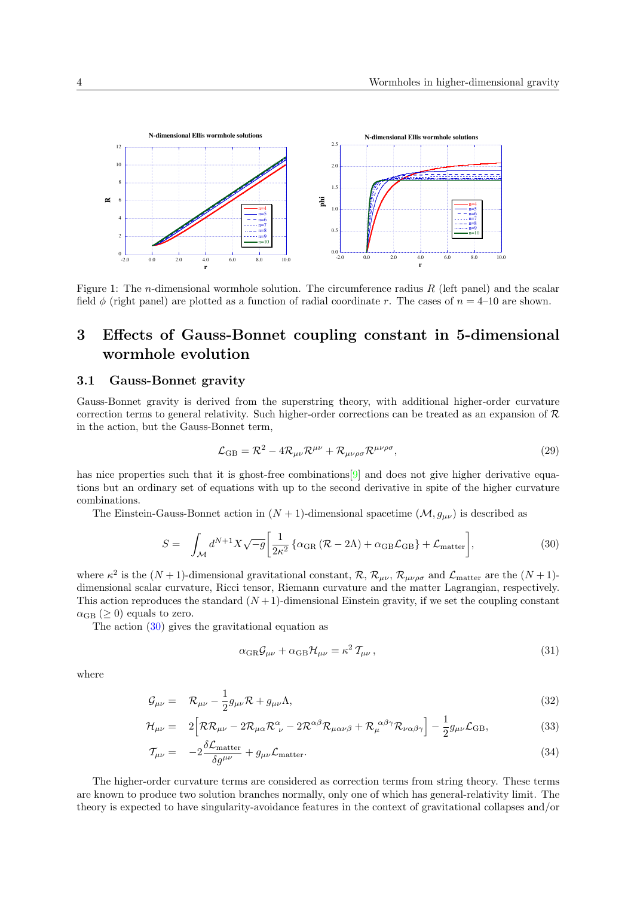Figure 1: The $n$-dimensional wormhole solution. The circumference radius $R$ (left panel) and the scalar field $\phi$ (right panel) are plotted as a function of radial coordinate $r$. The cases of $n = 4$–$10$ are shown.

# 3 Effects of Gauss-Bonnet coupling constant in 5-dimensional wormhole evolution

## 3.1 Gauss-Bonnet gravity

Gauss-Bonnet gravity is derived from the superstring theory, with additional higher-order curvature correction terms to general relativity. Such higher-order corrections can be treated as an expansion of $\mathcal{R}$ in the action, but the Gauss-Bonnet term,

$$\mathcal{L}_{\rm GB} = \mathcal{R}^2 - 4\mathcal{R}_{\mu\nu}\mathcal{R}^{\mu\nu} + \mathcal{R}_{\mu\nu\rho\sigma}\mathcal{R}^{\mu\nu\rho\sigma}, \tag{29}$$

has nice properties such that it is ghost-free combinations[9] and does not give higher derivative equations but an ordinary set of equations with up to the second derivative in spite of the higher curvature combinations.

The Einstein-Gauss-Bonnet action in $(N+1)$-dimensional spacetime $(\mathcal{M}, g_{\mu\nu})$ is described as

$$S = \int_{\mathcal{M}} d^{N+1}X\sqrt{-g}\Big[\frac{1}{2\kappa^2}\left\{\alpha_{\rm GR}\left(\mathcal{R} - 2\Lambda\right) + \alpha_{\rm GB}\mathcal{L}_{\rm GB}\right\} + \mathcal{L}_{\rm matter}\Big], \tag{30}$$

where $\kappa^2$ is the $(N+1)$-dimensional gravitational constant, $\mathcal{R}$, $\mathcal{R}_{\mu\nu}$, $\mathcal{R}_{\mu\nu\rho\sigma}$ and $\mathcal{L}_{\rm matter}$ are the $(N+1)$-dimensional scalar curvature, Ricci tensor, Riemann curvature and the matter Lagrangian, respectively. This action reproduces the standard $(N+1)$-dimensional Einstein gravity, if we set the coupling constant $\alpha_{\rm GB}$ $(\geq 0)$ equals to zero.

The action (30) gives the gravitational equation as

$$\alpha_{\rm GR}\mathcal{G}_{\mu\nu} + \alpha_{\rm GB}\mathcal{H}_{\mu\nu} = \kappa^2\,\mathcal{T}_{\mu\nu}\,, \tag{31}$$

where

$$\mathcal{G}_{\mu\nu} = \mathcal{R}_{\mu\nu} - \frac{1}{2}g_{\mu\nu}\mathcal{R} + g_{\mu\nu}\Lambda, \tag{32}$$

$$\mathcal{H}_{\mu\nu} = 2\Big[\mathcal{R}\mathcal{R}_{\mu\nu} - 2\mathcal{R}_{\mu\alpha}\mathcal{R}^{\alpha}{}_{\nu} - 2\mathcal{R}^{\alpha\beta}\mathcal{R}_{\mu\alpha\nu\beta} + \mathcal{R}_{\mu}{}^{\alpha\beta\gamma}\mathcal{R}_{\nu\alpha\beta\gamma}\Big] - \frac{1}{2}g_{\mu\nu}\mathcal{L}_{\rm GB}, \tag{33}$$

$$\mathcal{T}_{\mu\nu} = -2\frac{\delta\mathcal{L}_{\rm matter}}{\delta g^{\mu\nu}} + g_{\mu\nu}\mathcal{L}_{\rm matter}. \tag{34}$$

The higher-order curvature terms are considered as correction terms from string theory. These terms are known to produce two solution branches normally, only one of which has general-relativity limit. The theory is expected to have singularity-avoidance features in the context of gravitational collapses and/or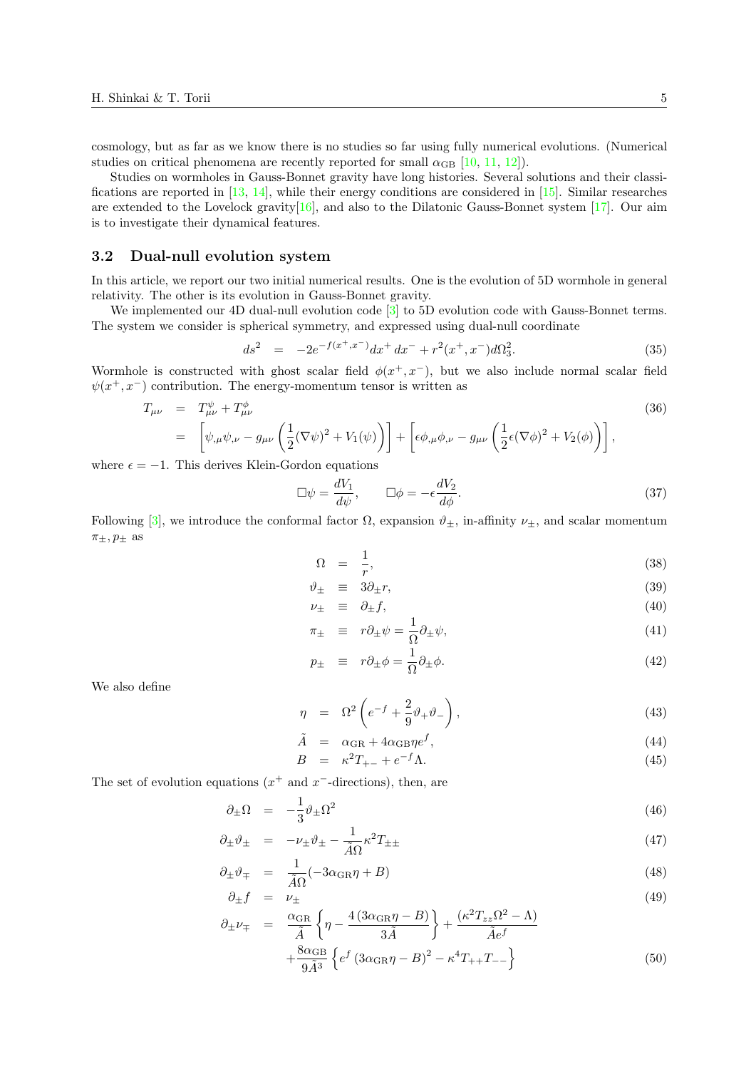cosmology, but as far as we know there is no studies so far using fully numerical evolutions. (Numerical studies on critical phenomena are recently reported for small $\alpha_{\rm GB}$ [10, 11, 12]).

Studies on wormholes in Gauss-Bonnet gravity have long histories. Several solutions and their classifications are reported in [13, 14], while their energy conditions are considered in [15]. Similar researches are extended to the Lovelock gravity[16], and also to the Dilatonic Gauss-Bonnet system [17]. Our aim is to investigate their dynamical features.

### 3.2 Dual-null evolution system

In this article, we report our two initial numerical results. One is the evolution of 5D wormhole in general relativity. The other is its evolution in Gauss-Bonnet gravity.

We implemented our 4D dual-null evolution code [3] to 5D evolution code with Gauss-Bonnet terms. The system we consider is spherical symmetry, and expressed using dual-null coordinate

$$ds^2 \;=\; -2e^{-f(x^+,x^-)}dx^+\,dx^- + r^2(x^+,x^-)d\Omega_3^2. \tag{35}$$

Wormhole is constructed with ghost scalar field $\phi(x^+,x^-)$, but we also include normal scalar field $\psi(x^+,x^-)$ contribution. The energy-momentum tensor is written as

$$\begin{aligned} T_{\mu\nu} &= T^{\psi}_{\mu\nu} + T^{\phi}_{\mu\nu} \\ &= \left[\psi_{,\mu}\psi_{,\nu} - g_{\mu\nu}\left(\frac{1}{2}(\nabla\psi)^2 + V_1(\psi)\right)\right] + \left[\epsilon\phi_{,\mu}\phi_{,\nu} - g_{\mu\nu}\left(\frac{1}{2}\epsilon(\nabla\phi)^2 + V_2(\phi)\right)\right], \end{aligned} \tag{36}$$

where $\epsilon = -1$. This derives Klein-Gordon equations

$$\Box\psi = \frac{dV_1}{d\psi}, \qquad \Box\phi = -\epsilon\frac{dV_2}{d\phi}. \tag{37}$$

Following [3], we introduce the conformal factor $\Omega$, expansion $\vartheta_\pm$, in-affinity $\nu_\pm$, and scalar momentum $\pi_\pm, p_\pm$ as

$$\Omega \;=\; \frac{1}{r}, \tag{38}$$

$$\vartheta_\pm \;\equiv\; 3\partial_\pm r, \tag{39}$$

$$\nu_\pm \;\equiv\; \partial_\pm f, \tag{40}$$

$$\pi_\pm \;\equiv\; r\partial_\pm\psi = \frac{1}{\Omega}\partial_\pm\psi, \tag{41}$$

$$p_\pm \;\equiv\; r\partial_\pm\phi = \frac{1}{\Omega}\partial_\pm\phi. \tag{42}$$

We also define

$$\eta \;=\; \Omega^2\left(e^{-f} + \frac{2}{9}\vartheta_+\vartheta_-\right), \tag{43}$$

$$\tilde{A} \;=\; \alpha_{\rm GR} + 4\alpha_{\rm GB}\eta e^f, \tag{44}$$

$$B \;=\; \kappa^2 T_{+-} + e^{-f}\Lambda. \tag{45}$$

The set of evolution equations ($x^+$ and $x^-$-directions), then, are

$$\partial_\pm\Omega \;=\; -\frac{1}{3}\vartheta_\pm\Omega^2 \tag{46}$$

$$\partial_\pm\vartheta_\pm \;=\; -\nu_\pm\vartheta_\pm - \frac{1}{\tilde{A}\Omega}\kappa^2 T_{\pm\pm} \tag{47}$$

$$\partial_\pm\vartheta_\mp \;=\; \frac{1}{\tilde{A}\Omega}(-3\alpha_{\rm GR}\eta + B) \tag{48}$$

$$\partial_\pm f \;=\; \nu_\pm \tag{49}$$

$$\begin{aligned} \partial_\pm\nu_\mp \;=\; & \frac{\alpha_{\rm GR}}{\tilde{A}}\left\{\eta - \frac{4\,(3\alpha_{\rm GR}\eta - B)}{3\tilde{A}}\right\} + \frac{(\kappa^2 T_{zz}\Omega^2 - \Lambda)}{\tilde{A}e^f} \\ & + \frac{8\alpha_{\rm GB}}{9\tilde{A}^3}\left\{e^f\,(3\alpha_{\rm GR}\eta - B)^2 - \kappa^4 T_{++}T_{--}\right\} \end{aligned} \tag{50}$$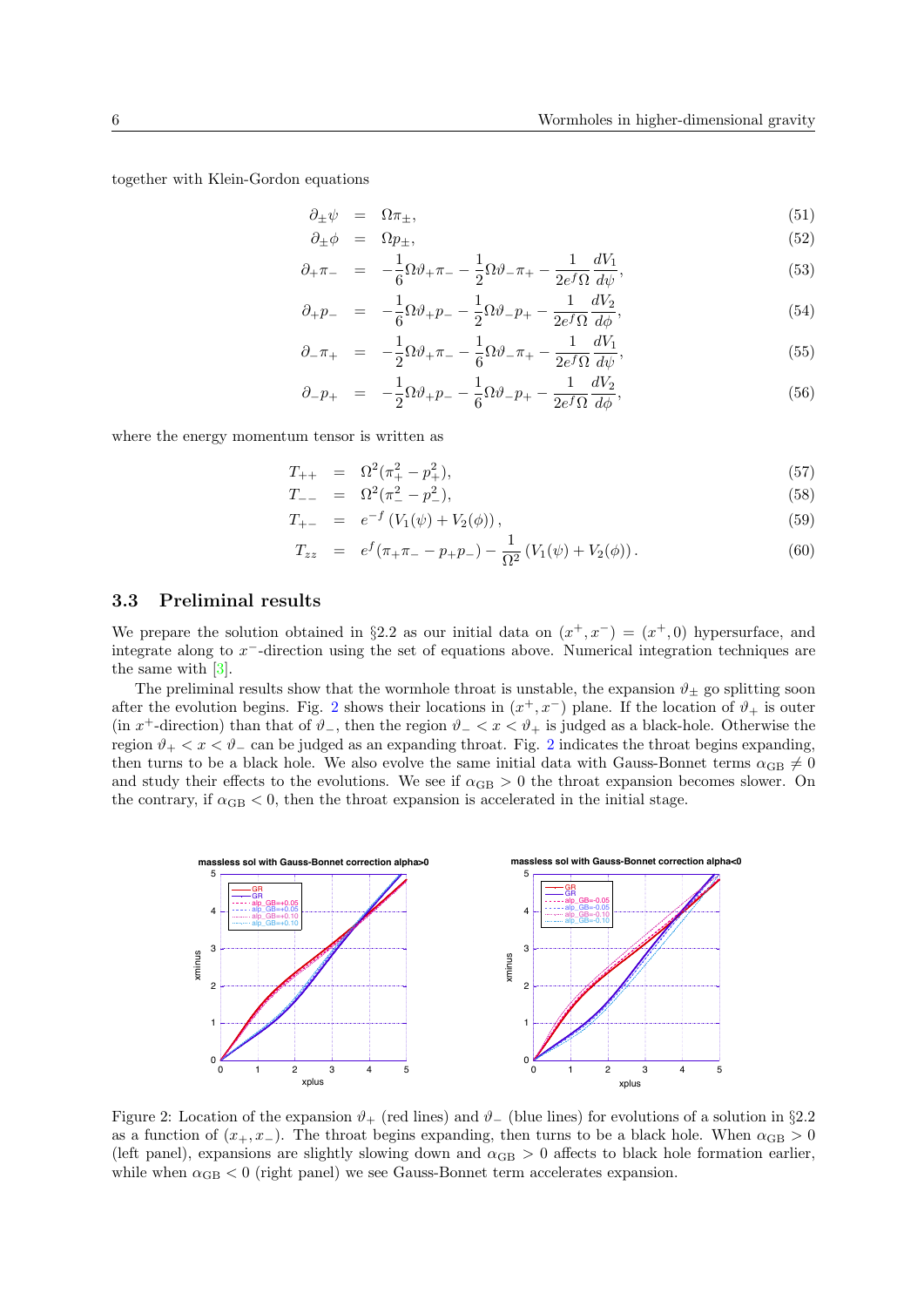together with Klein-Gordon equations

$$\partial_\pm \psi = \Omega \pi_\pm, \tag{51}$$

$$\partial_\pm \phi = \Omega p_\pm, \tag{52}$$

$$\partial_+ \pi_- = -\frac{1}{6}\Omega \vartheta_+ \pi_- - \frac{1}{2}\Omega \vartheta_- \pi_+ - \frac{1}{2e^f \Omega}\frac{dV_1}{d\psi}, \tag{53}$$

$$\partial_+ p_- = -\frac{1}{6}\Omega \vartheta_+ p_- - \frac{1}{2}\Omega \vartheta_- p_+ - \frac{1}{2e^f \Omega}\frac{dV_2}{d\phi}, \tag{54}$$

$$\partial_- \pi_+ = -\frac{1}{2}\Omega \vartheta_+ \pi_- - \frac{1}{6}\Omega \vartheta_- \pi_+ - \frac{1}{2e^f \Omega}\frac{dV_1}{d\psi}, \tag{55}$$

$$\partial_- p_+ = -\frac{1}{2}\Omega \vartheta_+ p_- - \frac{1}{6}\Omega \vartheta_- p_+ - \frac{1}{2e^f \Omega}\frac{dV_2}{d\phi}, \tag{56}$$

where the energy momentum tensor is written as

$$T_{++} = \Omega^2(\pi_+^2 - p_+^2), \tag{57}$$

$$T_{--} = \Omega^2(\pi_-^2 - p_-^2), \tag{58}$$

$$T_{+-} = e^{-f}\left(V_1(\psi) + V_2(\phi)\right), \tag{59}$$

$$T_{zz} = e^f(\pi_+\pi_- - p_+p_-) - \frac{1}{\Omega^2}\left(V_1(\psi) + V_2(\phi)\right). \tag{60}$$

### 3.3 Preliminal results

We prepare the solution obtained in §2.2 as our initial data on $(x^+, x^-) = (x^+, 0)$ hypersurface, and integrate along to $x^-$-direction using the set of equations above. Numerical integration techniques are the same with [3].

The preliminal results show that the wormhole throat is unstable, the expansion $\vartheta_\pm$ go splitting soon after the evolution begins. Fig. 2 shows their locations in $(x^+, x^-)$ plane. If the location of $\vartheta_+$ is outer (in $x^+$-direction) than that of $\vartheta_-$, then the region $\vartheta_- < x < \vartheta_+$ is judged as a black-hole. Otherwise the region $\vartheta_+ < x < \vartheta_-$ can be judged as an expanding throat. Fig. 2 indicates the throat begins expanding, then turns to be a black hole. We also evolve the same initial data with Gauss-Bonnet terms $\alpha_{\rm GB} \neq 0$ and study their effects to the evolutions. We see if $\alpha_{\rm GB} > 0$ the throat expansion becomes slower. On the contrary, if $\alpha_{\rm GB} < 0$, then the throat expansion is accelerated in the initial stage.

Figure 2: Location of the expansion $\vartheta_+$ (red lines) and $\vartheta_-$ (blue lines) for evolutions of a solution in §2.2 as a function of $(x_+, x_-)$. The throat begins expanding, then turns to be a black hole. When $\alpha_{\rm GB} > 0$ (left panel), expansions are slightly slowing down and $\alpha_{\rm GB} > 0$ affects to black hole formation earlier, while when $\alpha_{\rm GB} < 0$ (right panel) we see Gauss-Bonnet term accelerates expansion.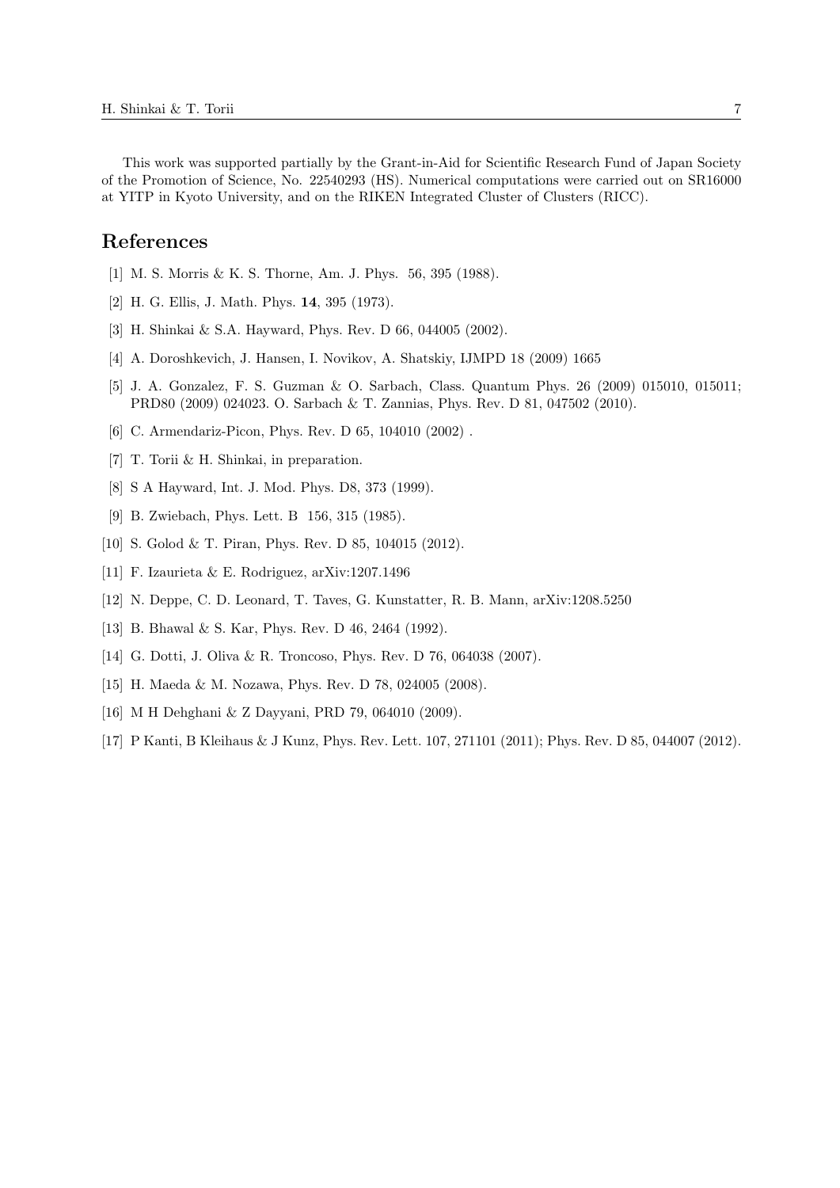This work was supported partially by the Grant-in-Aid for Scientific Research Fund of Japan Society of the Promotion of Science, No. 22540293 (HS). Numerical computations were carried out on SR16000 at YITP in Kyoto University, and on the RIKEN Integrated Cluster of Clusters (RICC).

## References

[1] M. S. Morris & K. S. Thorne, Am. J. Phys. 56, 395 (1988).

[2] H. G. Ellis, J. Math. Phys. **14**, 395 (1973).

[3] H. Shinkai & S.A. Hayward, Phys. Rev. D 66, 044005 (2002).

[4] A. Doroshkevich, J. Hansen, I. Novikov, A. Shatskiy, IJMPD 18 (2009) 1665

[5] J. A. Gonzalez, F. S. Guzman & O. Sarbach, Class. Quantum Phys. 26 (2009) 015010, 015011; PRD80 (2009) 024023. O. Sarbach & T. Zannias, Phys. Rev. D 81, 047502 (2010).

[6] C. Armendariz-Picon, Phys. Rev. D 65, 104010 (2002) .

[7] T. Torii & H. Shinkai, in preparation.

[8] S A Hayward, Int. J. Mod. Phys. D8, 373 (1999).

[9] B. Zwiebach, Phys. Lett. B 156, 315 (1985).

[10] S. Golod & T. Piran, Phys. Rev. D 85, 104015 (2012).

[11] F. Izaurieta & E. Rodriguez, arXiv:1207.1496

[12] N. Deppe, C. D. Leonard, T. Taves, G. Kunstatter, R. B. Mann, arXiv:1208.5250

[13] B. Bhawal & S. Kar, Phys. Rev. D 46, 2464 (1992).

[14] G. Dotti, J. Oliva & R. Troncoso, Phys. Rev. D 76, 064038 (2007).

[15] H. Maeda & M. Nozawa, Phys. Rev. D 78, 024005 (2008).

[16] M H Dehghani & Z Dayyani, PRD 79, 064010 (2009).

[17] P Kanti, B Kleihaus & J Kunz, Phys. Rev. Lett. 107, 271101 (2011); Phys. Rev. D 85, 044007 (2012).